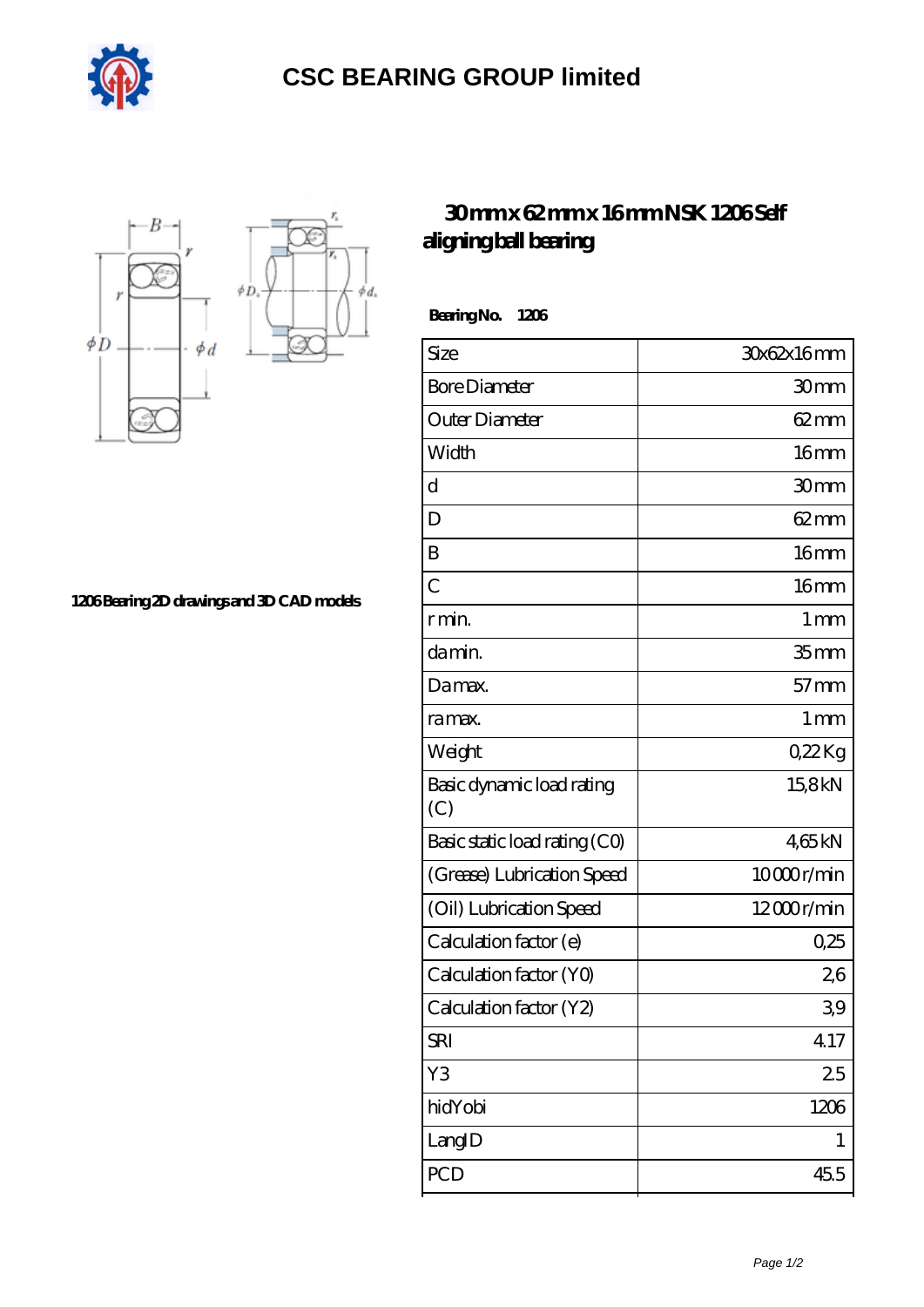# CSC BEARING GROUP limited

## 30 mm x 62 mm x 16 mm NSK 1206 Self aligning ball bearing

1206 Bearing 2D drawings and 3D CAD models

**Bearing No. 1206**

| | |
|---|---|
| Size | 30x62x16 mm |
| Bore Diameter | 30 mm |
| Outer Diameter | 62 mm |
| Width | 16 mm |
| d | 30 mm |
| D | 62 mm |
| B | 16 mm |
| C | 16 mm |
| r min. | 1 mm |
| da min. | 35 mm |
| Da max. | 57 mm |
| ra max. | 1 mm |
| Weight | 0,22 Kg |
| Basic dynamic load rating (C) | 15,8 kN |
| Basic static load rating (C0) | 4,65 kN |
| (Grease) Lubrication Speed | 10 000 r/min |
| (Oil) Lubrication Speed | 12 000 r/min |
| Calculation factor (e) | 0,25 |
| Calculation factor (Y0) | 2,6 |
| Calculation factor (Y2) | 3,9 |
| SRI | 4.17 |
| Y3 | 2.5 |
| hidYobi | 1206 |
| LangID | 1 |
| PCD | 45.5 |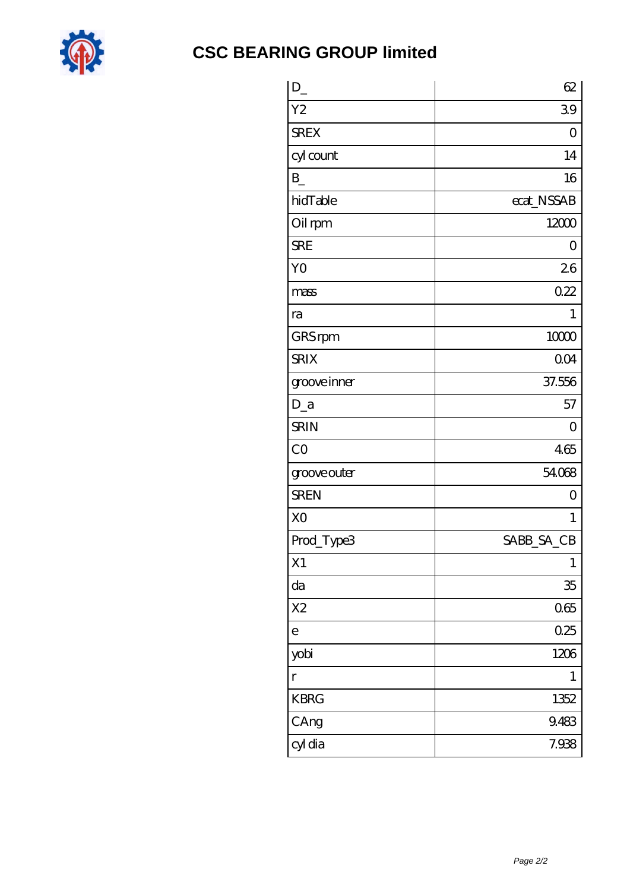# CSC BEARING GROUP limited

| | |
|---|---|
| D_ | 62 |
| Y2 | 3.9 |
| SREX | 0 |
| cyl count | 14 |
| B_ | 16 |
| hidTable | ecat_NSSAB |
| Oil rpm | 12000 |
| SRE | 0 |
| Y0 | 2.6 |
| mass | 0.22 |
| ra | 1 |
| GRS rpm | 10000 |
| SRIX | 0.04 |
| groove inner | 37.556 |
| D_a | 57 |
| SRIN | 0 |
| C0 | 4.65 |
| groove outer | 54.068 |
| SREN | 0 |
| X0 | 1 |
| Prod_Type3 | SABB_SA_CB |
| X1 | 1 |
| da | 35 |
| X2 | 0.65 |
| e | 0.25 |
| yobi | 1206 |
| r | 1 |
| KBRG | 1352 |
| CAng | 9.483 |
| cyl dia | 7.938 |